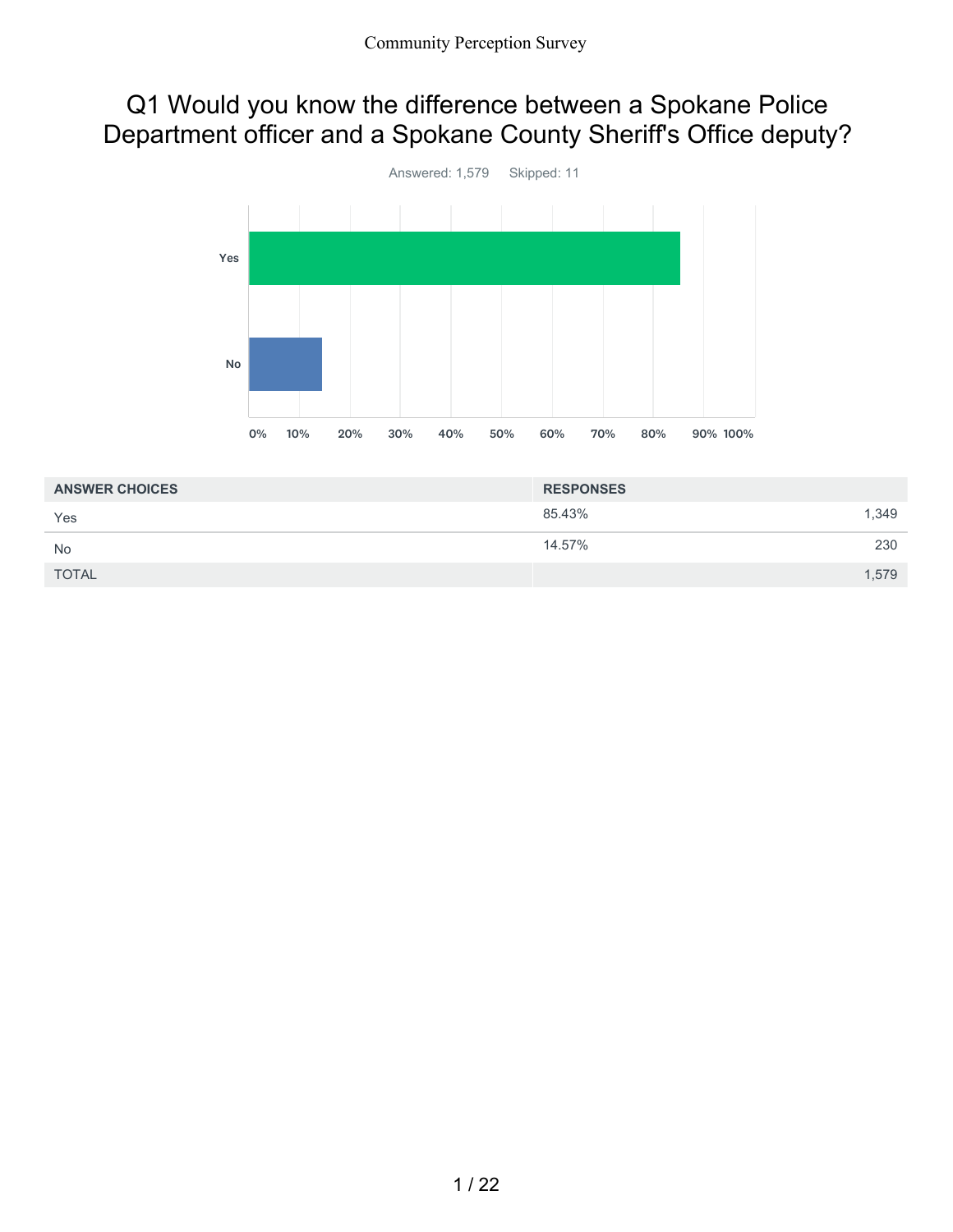# Q1 Would you know the difference between a Spokane Police Department officer and a Spokane County Sheriff's Office deputy?

Answered: 1,579 Skipped: 11

| ANSWER CHOICES | RESPONSES | |
|---|---|---|
| Yes | 85.43% | 1,349 |
| No | 14.57% | 230 |
| TOTAL | | 1,579 |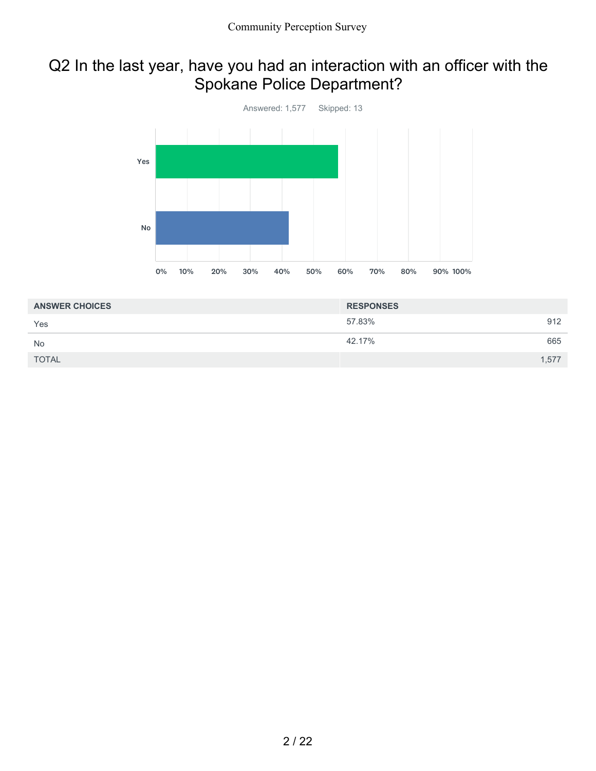## Q2 In the last year, have you had an interaction with an officer with the Spokane Police Department?

Answered: 1,577 Skipped: 13

| ANSWER CHOICES | RESPONSES | |
|---|---|---|
| Yes | 57.83% | 912 |
| No | 42.17% | 665 |
| TOTAL | | 1,577 |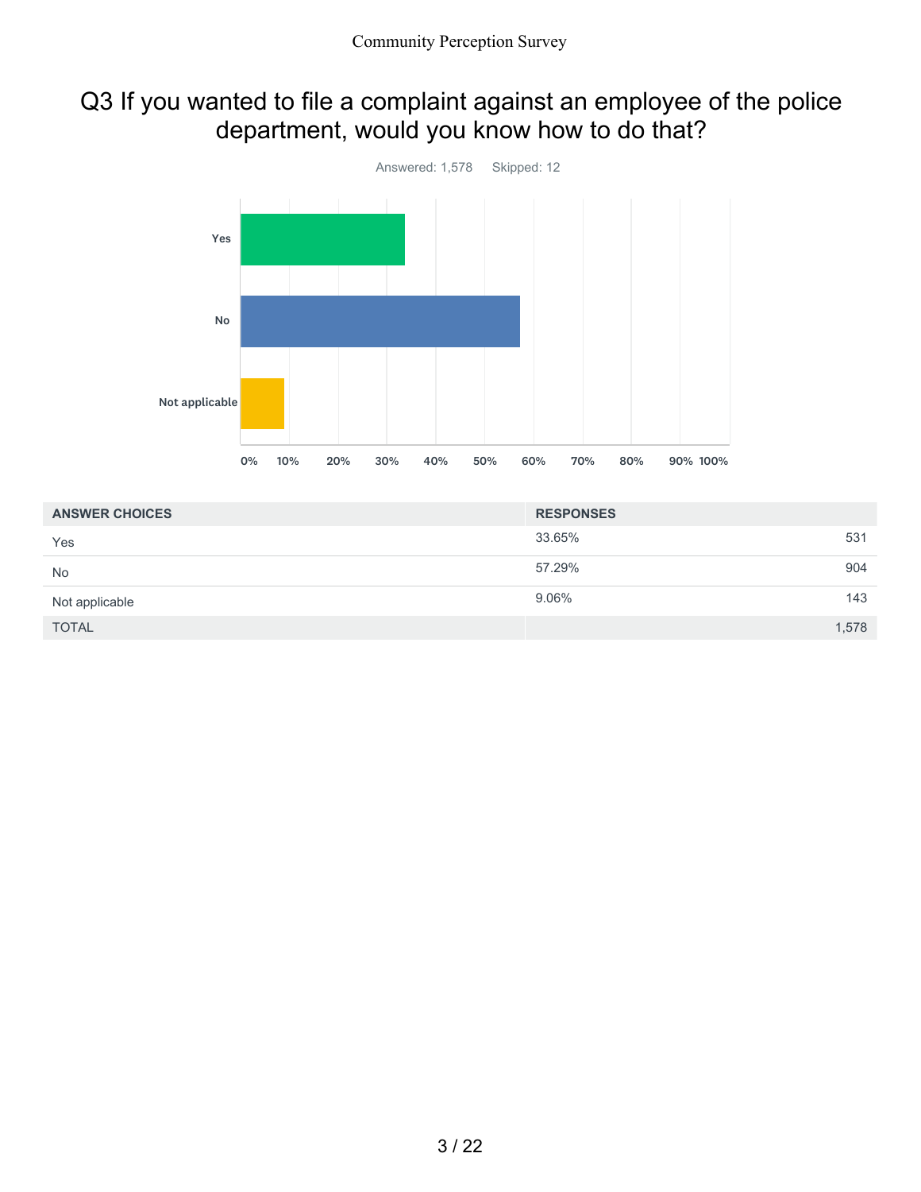## Q3 If you wanted to file a complaint against an employee of the police department, would you know how to do that?

Answered: 1,578 Skipped: 12

| ANSWER CHOICES | RESPONSES | |
|---|---|---|
| Yes | 33.65% | 531 |
| No | 57.29% | 904 |
| Not applicable | 9.06% | 143 |
| TOTAL | | 1,578 |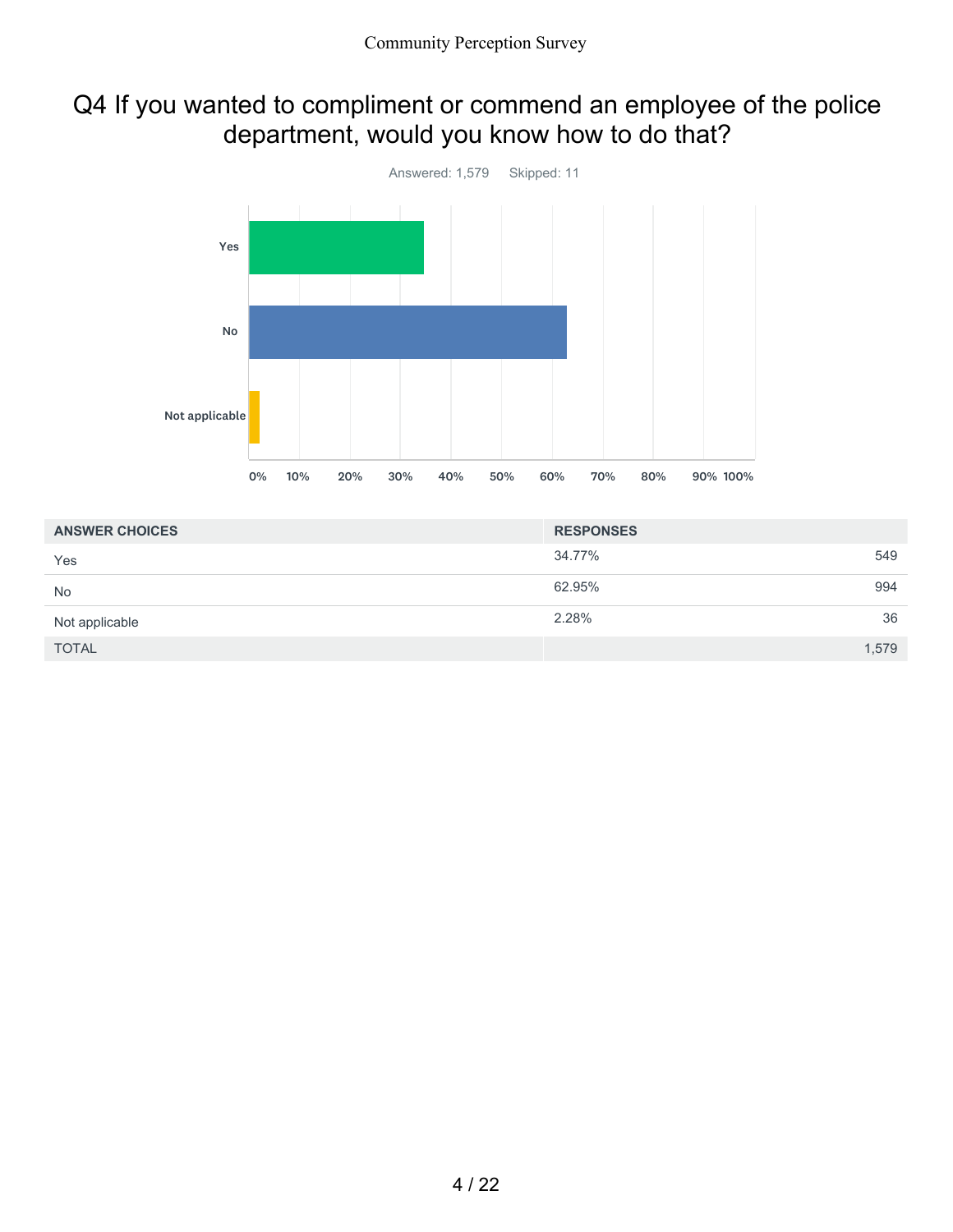# Q4 If you wanted to compliment or commend an employee of the police department, would you know how to do that?

Answered: 1,579 Skipped: 11

| ANSWER CHOICES | RESPONSES | |
|---|---|---|
| Yes | 34.77% | 549 |
| No | 62.95% | 994 |
| Not applicable | 2.28% | 36 |
| TOTAL | | 1,579 |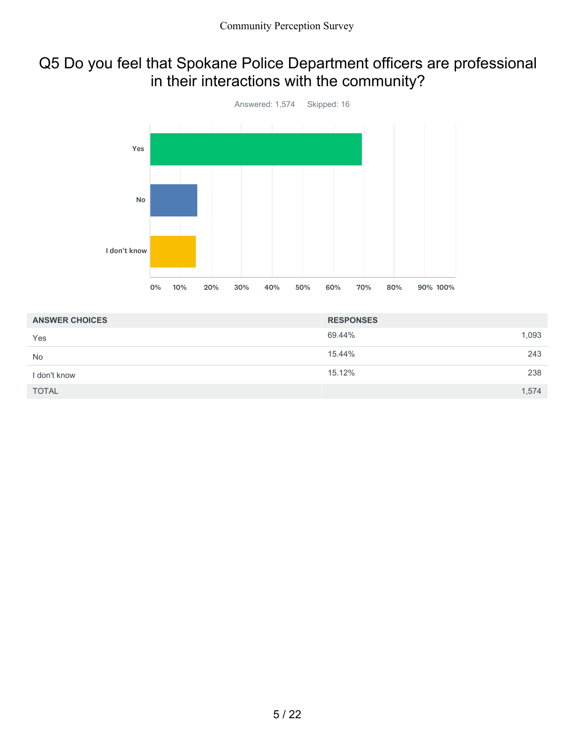## Q5 Do you feel that Spokane Police Department officers are professional in their interactions with the community?

Answered: 1,574 Skipped: 16

| ANSWER CHOICES | RESPONSES | |
|---|---|---|
| Yes | 69.44% | 1,093 |
| No | 15.44% | 243 |
| I don't know | 15.12% | 238 |
| TOTAL | | 1,574 |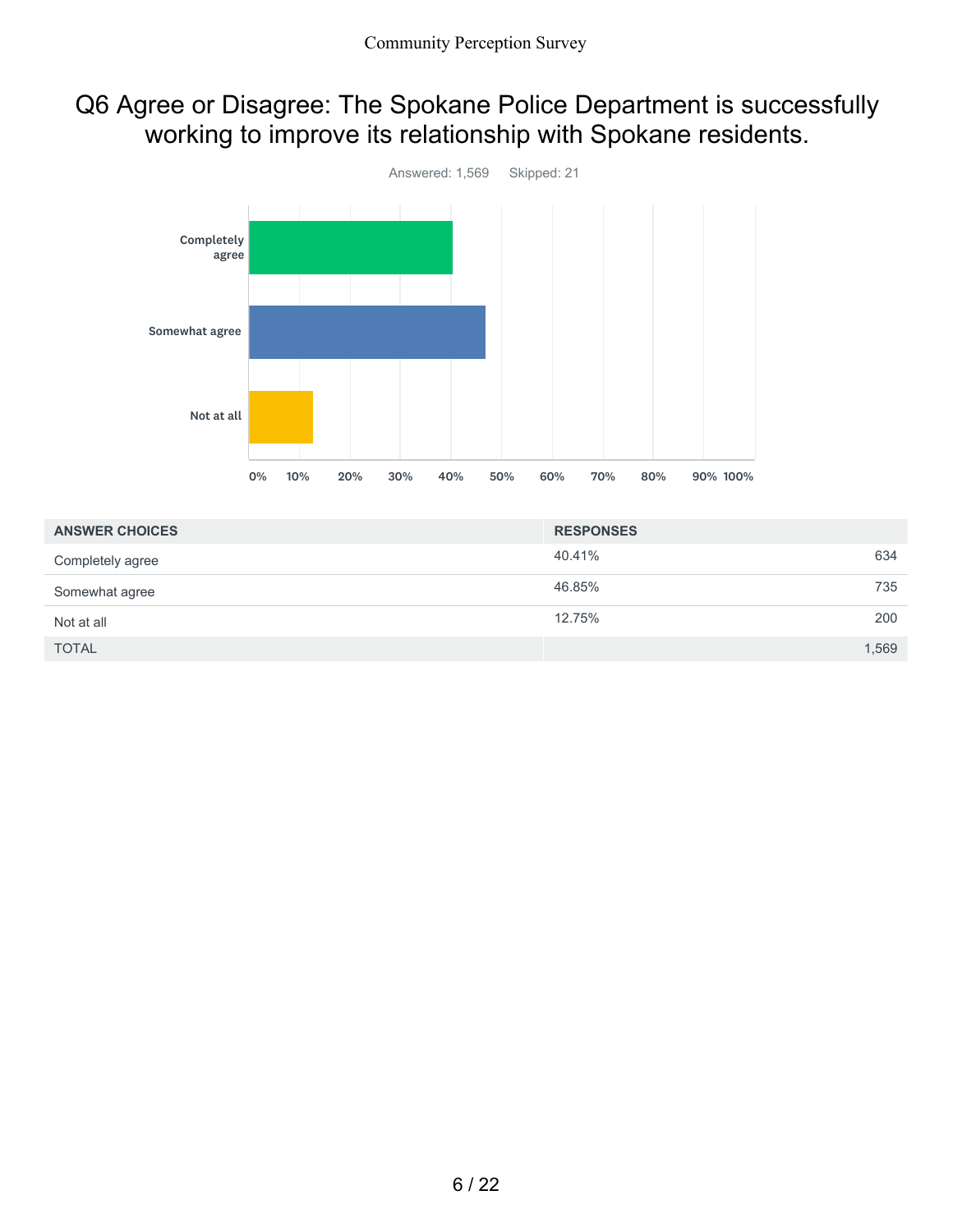# Q6 Agree or Disagree: The Spokane Police Department is successfully working to improve its relationship with Spokane residents.

Answered: 1,569 Skipped: 21

| ANSWER CHOICES | RESPONSES | |
|---|---|---|
| Completely agree | 40.41% | 634 |
| Somewhat agree | 46.85% | 735 |
| Not at all | 12.75% | 200 |
| TOTAL | | 1,569 |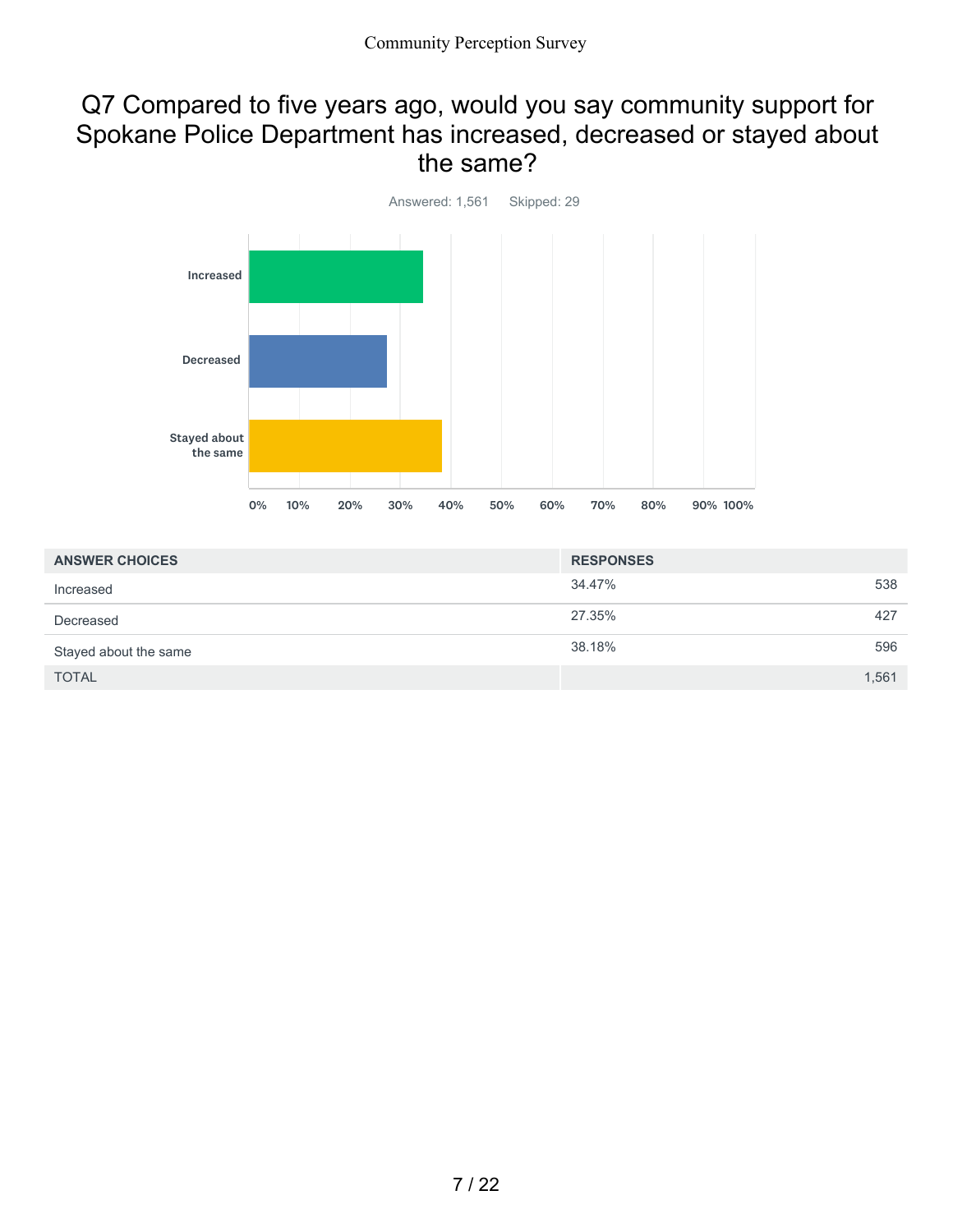# Q7 Compared to five years ago, would you say community support for Spokane Police Department has increased, decreased or stayed about the same?

Answered: 1,561    Skipped: 29

| ANSWER CHOICES | RESPONSES | |
|---|---|---|
| Increased | 34.47% | 538 |
| Decreased | 27.35% | 427 |
| Stayed about the same | 38.18% | 596 |
| TOTAL | | 1,561 |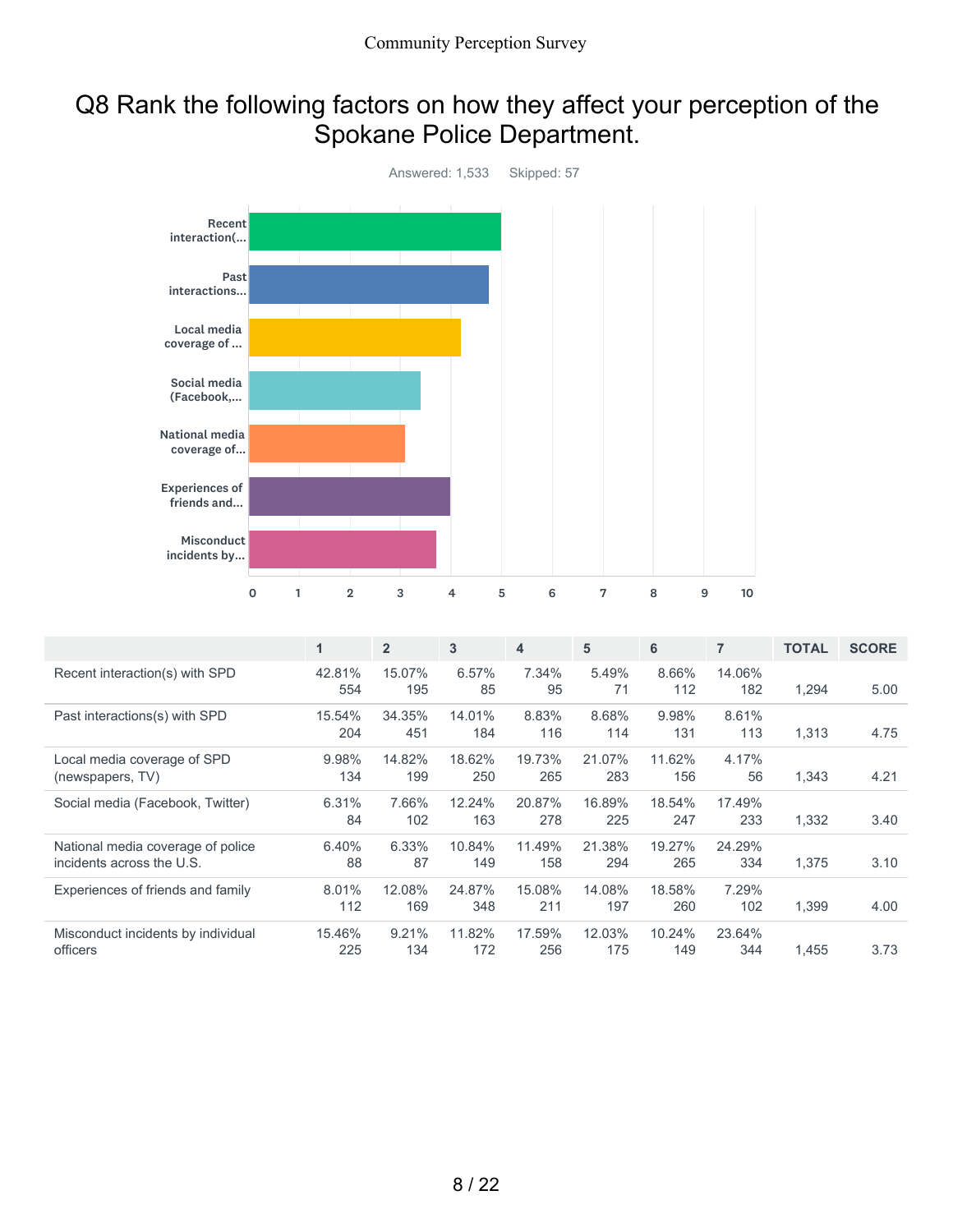# Q8 Rank the following factors on how they affect your perception of the Spokane Police Department.

Answered: 1,533 Skipped: 57

|  | 1 | 2 | 3 | 4 | 5 | 6 | 7 | TOTAL | SCORE |
|---|---|---|---|---|---|---|---|---|---|
| Recent interaction(s) with SPD | 42.81% 554 | 15.07% 195 | 6.57% 85 | 7.34% 95 | 5.49% 71 | 8.66% 112 | 14.06% 182 | 1,294 | 5.00 |
| Past interactions(s) with SPD | 15.54% 204 | 34.35% 451 | 14.01% 184 | 8.83% 116 | 8.68% 114 | 9.98% 131 | 8.61% 113 | 1,313 | 4.75 |
| Local media coverage of SPD (newspapers, TV) | 9.98% 134 | 14.82% 199 | 18.62% 250 | 19.73% 265 | 21.07% 283 | 11.62% 156 | 4.17% 56 | 1,343 | 4.21 |
| Social media (Facebook, Twitter) | 6.31% 84 | 7.66% 102 | 12.24% 163 | 20.87% 278 | 16.89% 225 | 18.54% 247 | 17.49% 233 | 1,332 | 3.40 |
| National media coverage of police incidents across the U.S. | 6.40% 88 | 6.33% 87 | 10.84% 149 | 11.49% 158 | 21.38% 294 | 19.27% 265 | 24.29% 334 | 1,375 | 3.10 |
| Experiences of friends and family | 8.01% 112 | 12.08% 169 | 24.87% 348 | 15.08% 211 | 14.08% 197 | 18.58% 260 | 7.29% 102 | 1,399 | 4.00 |
| Misconduct incidents by individual officers | 15.46% 225 | 9.21% 134 | 11.82% 172 | 17.59% 256 | 12.03% 175 | 10.24% 149 | 23.64% 344 | 1,455 | 3.73 |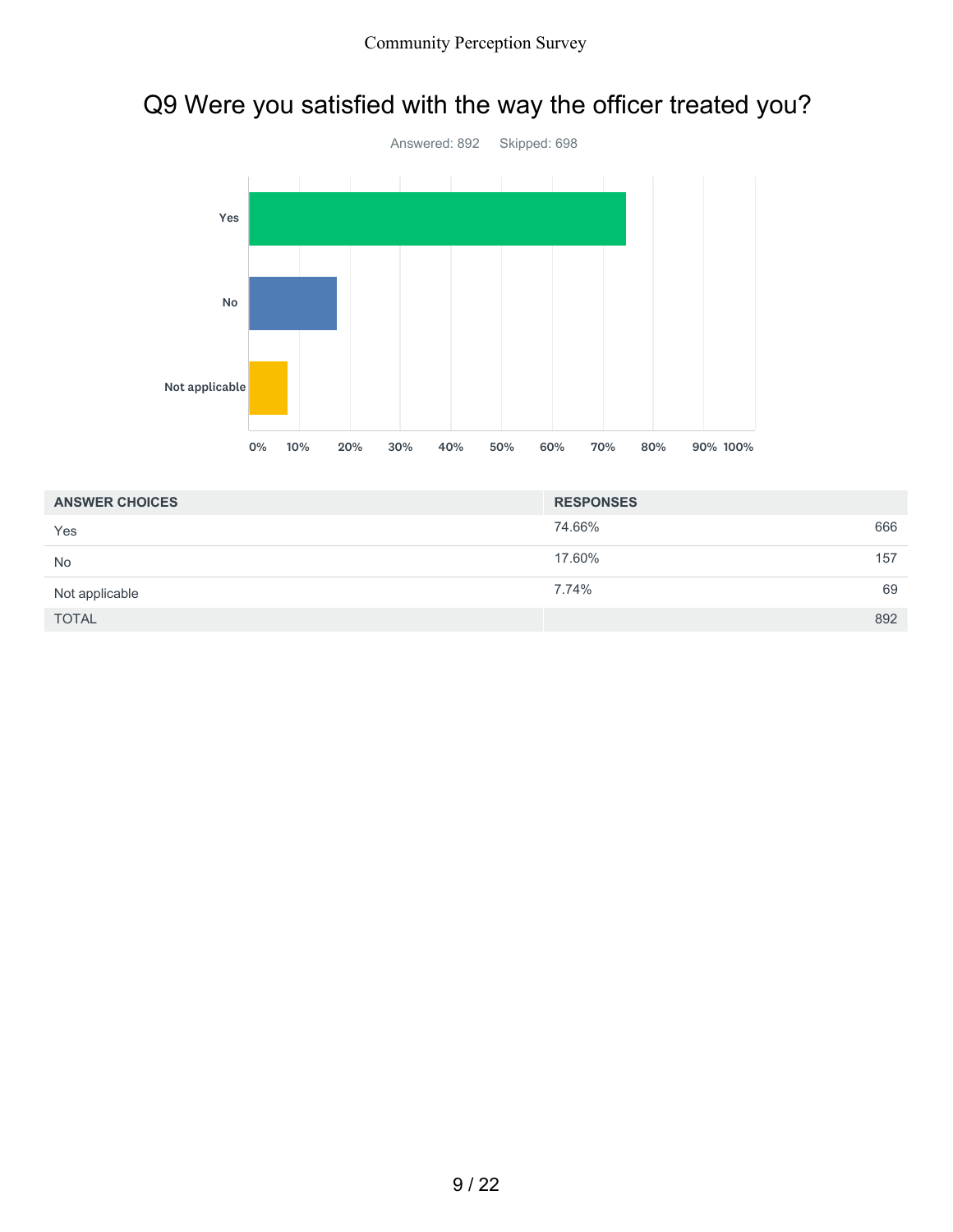# Q9 Were you satisfied with the way the officer treated you?

Answered: 892 Skipped: 698

| ANSWER CHOICES | RESPONSES | |
|---|---|---|
| Yes | 74.66% | 666 |
| No | 17.60% | 157 |
| Not applicable | 7.74% | 69 |
| TOTAL | | 892 |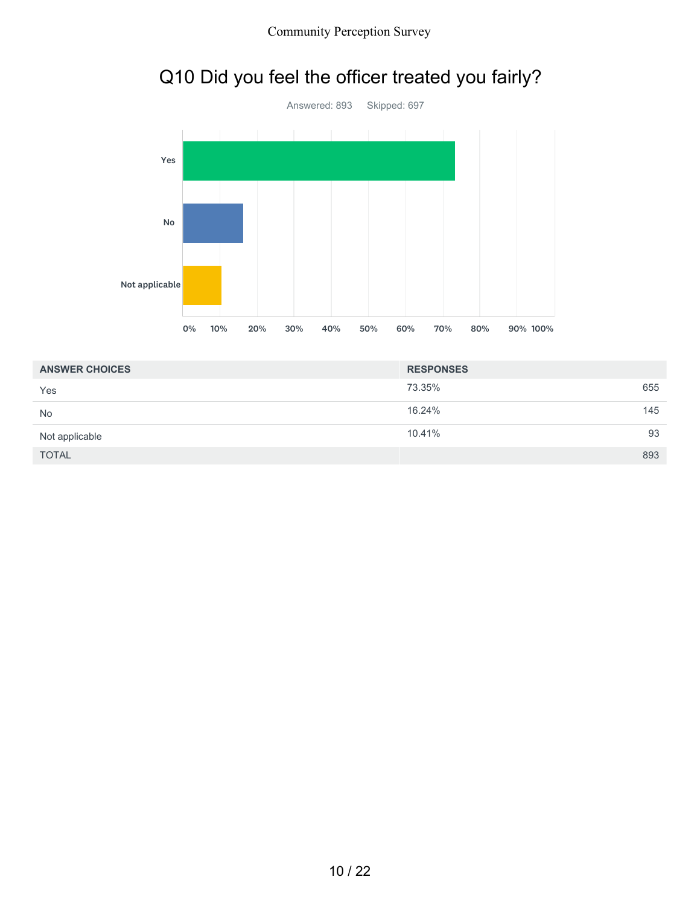# Q10 Did you feel the officer treated you fairly?

Answered: 893 Skipped: 697

| ANSWER CHOICES | RESPONSES | |
| --- | --- | --- |
| Yes | 73.35% | 655 |
| No | 16.24% | 145 |
| Not applicable | 10.41% | 93 |
| TOTAL | | 893 |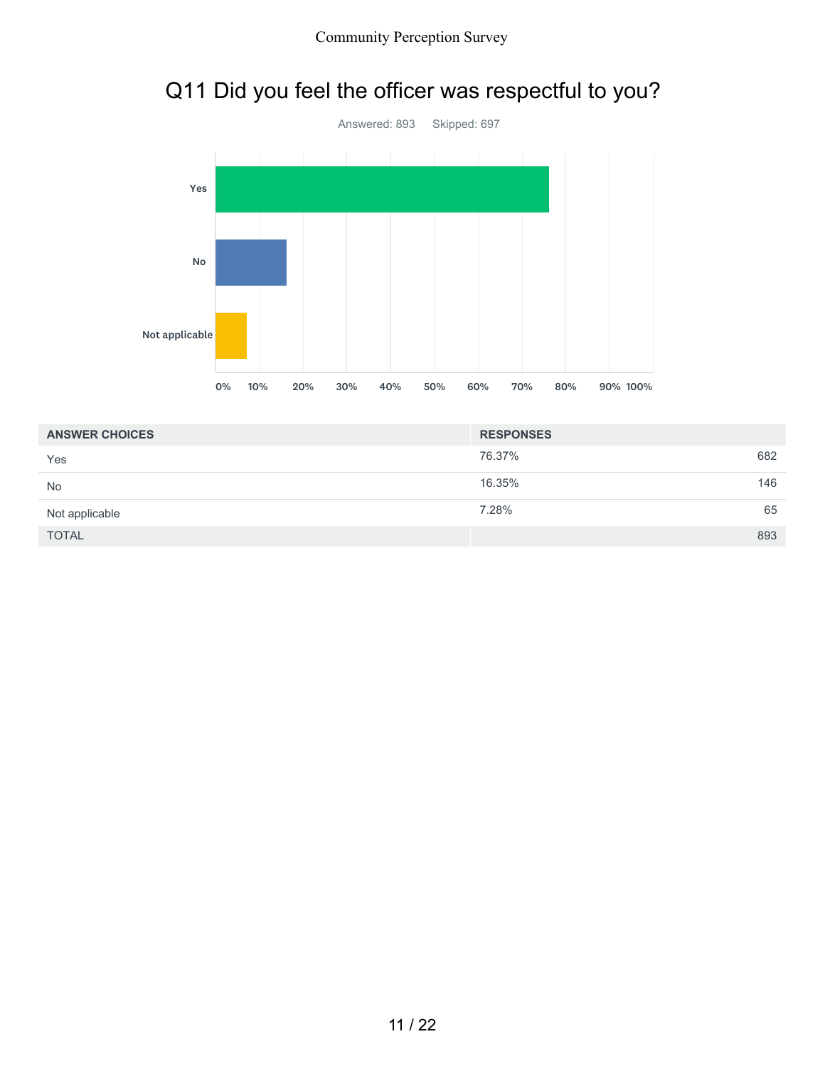# Q11 Did you feel the officer was respectful to you?

Answered: 893 Skipped: 697

| ANSWER CHOICES | RESPONSES | |
|---|---|---|
| Yes | 76.37% | 682 |
| No | 16.35% | 146 |
| Not applicable | 7.28% | 65 |
| TOTAL | | 893 |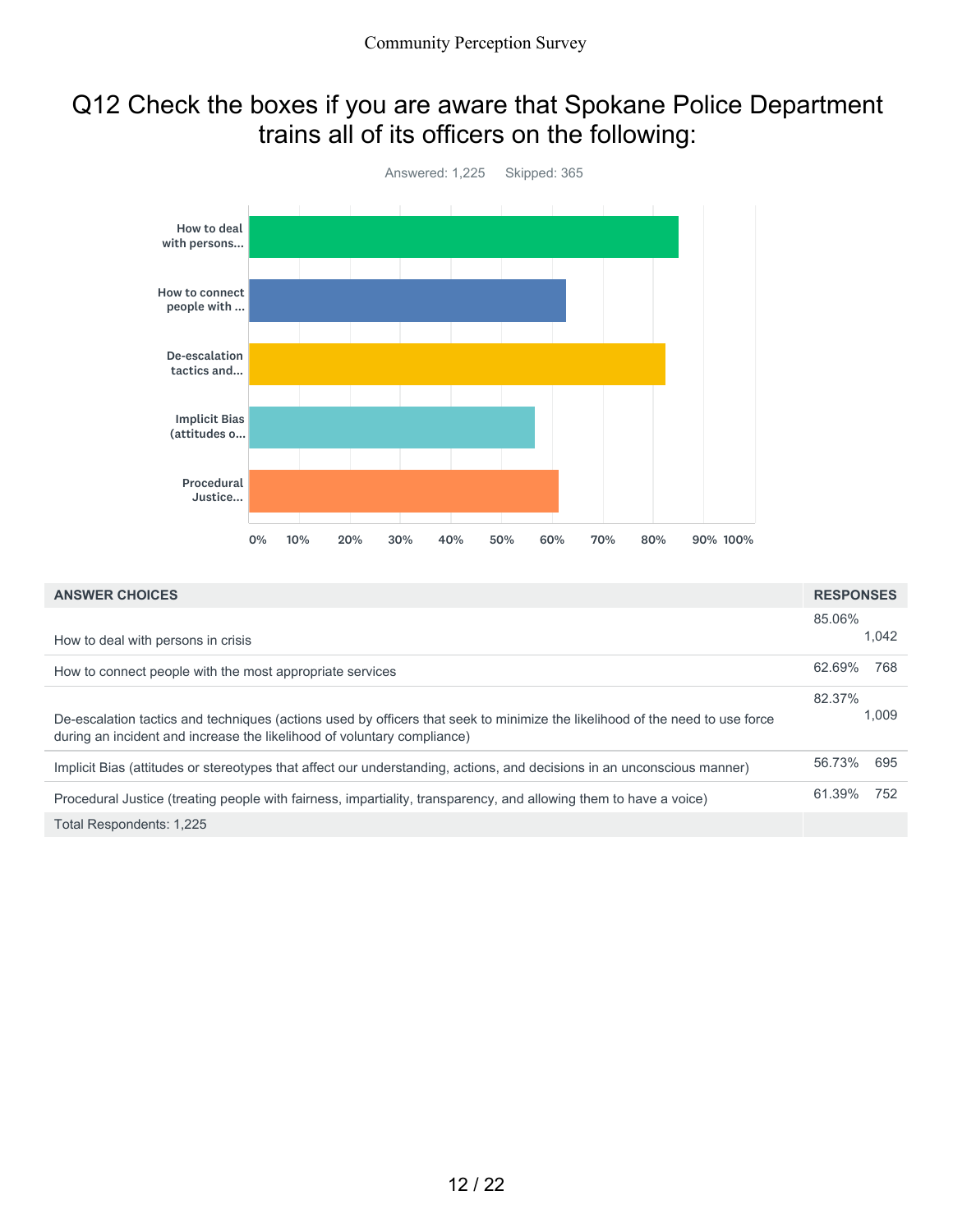# Q12 Check the boxes if you are aware that Spokane Police Department trains all of its officers on the following:

Answered: 1,225 Skipped: 365

| ANSWER CHOICES | RESPONSES | |
|---|---|---|
| How to deal with persons in crisis | 85.06% | 1,042 |
| How to connect people with the most appropriate services | 62.69% | 768 |
| De-escalation tactics and techniques (actions used by officers that seek to minimize the likelihood of the need to use force during an incident and increase the likelihood of voluntary compliance) | 82.37% | 1,009 |
| Implicit Bias (attitudes or stereotypes that affect our understanding, actions, and decisions in an unconscious manner) | 56.73% | 695 |
| Procedural Justice (treating people with fairness, impartiality, transparency, and allowing them to have a voice) | 61.39% | 752 |
| Total Respondents: 1,225 | | |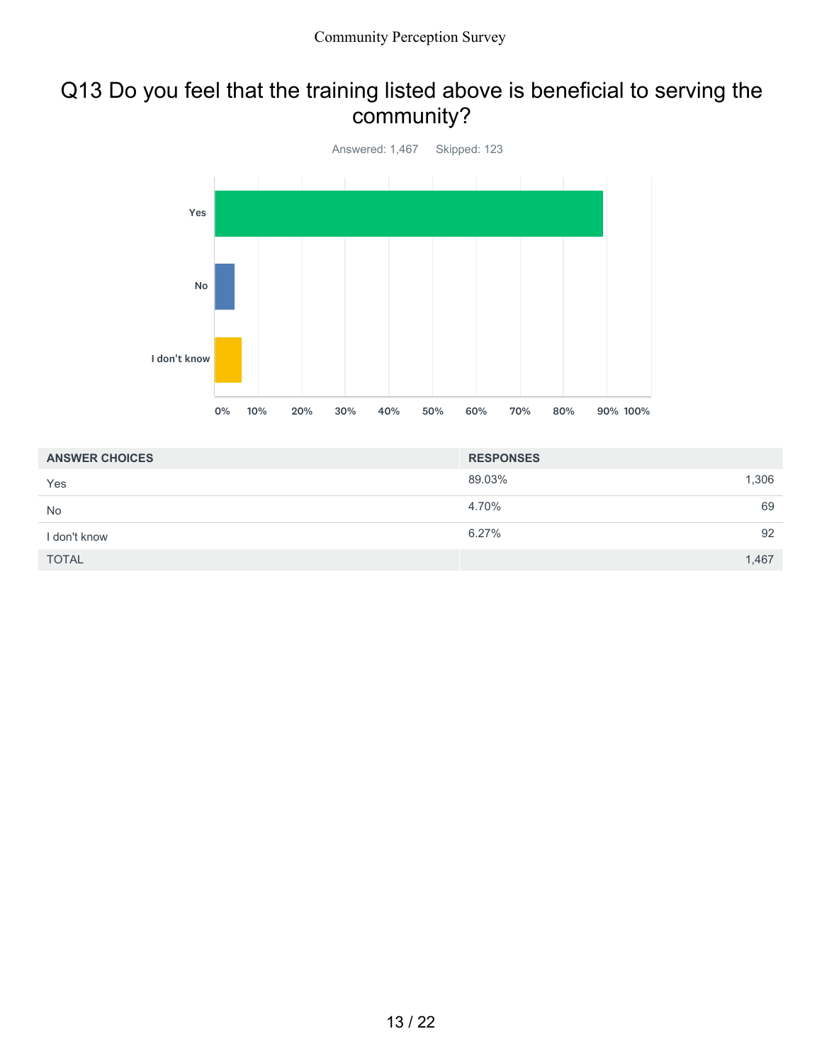## Q13 Do you feel that the training listed above is beneficial to serving the community?

Answered: 1,467    Skipped: 123

| ANSWER CHOICES | RESPONSES | |
|---|---|---|
| Yes | 89.03% | 1,306 |
| No | 4.70% | 69 |
| I don't know | 6.27% | 92 |
| TOTAL | | 1,467 |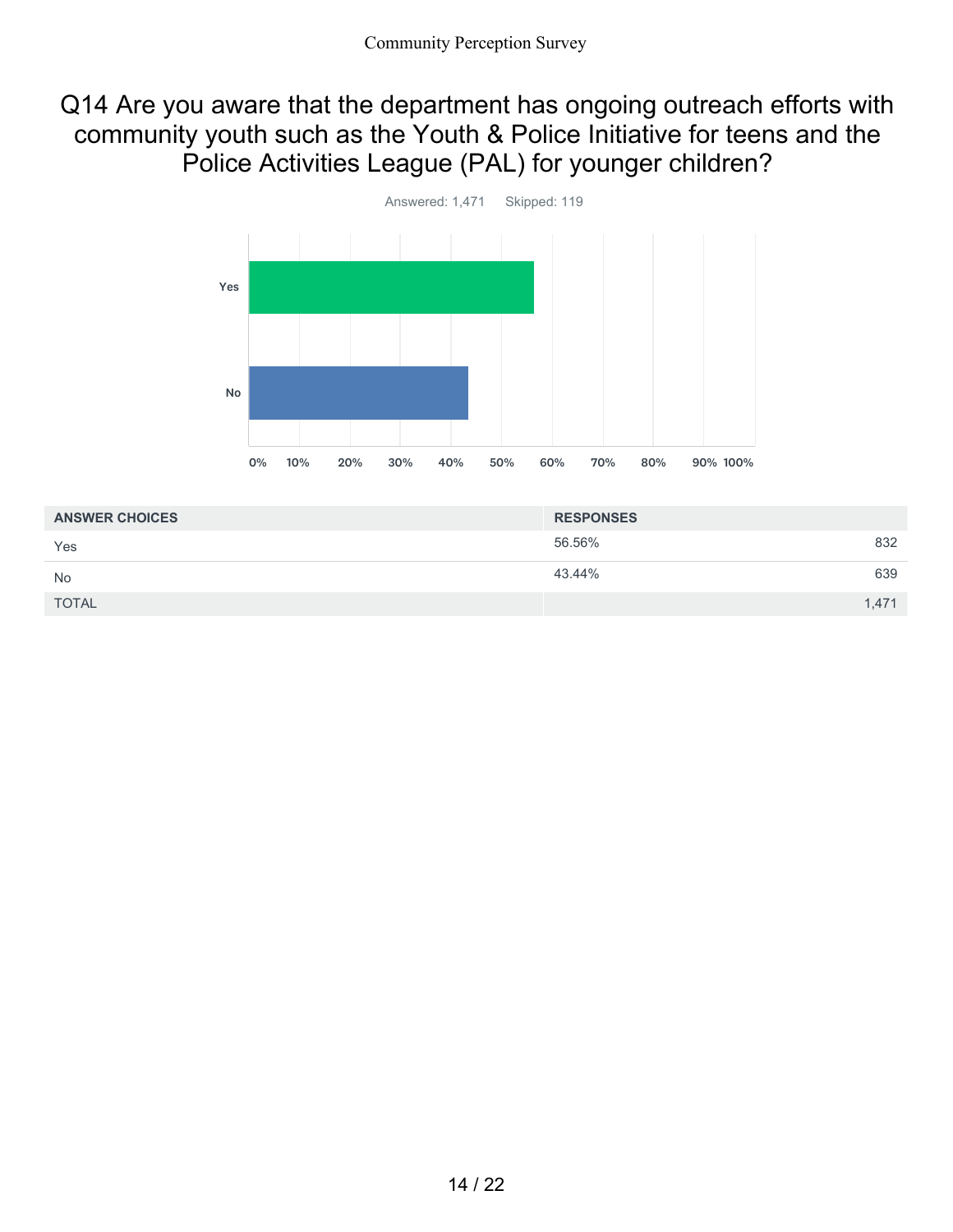## Q14 Are you aware that the department has ongoing outreach efforts with community youth such as the Youth & Police Initiative for teens and the Police Activities League (PAL) for younger children?

Answered: 1,471 Skipped: 119

| ANSWER CHOICES | RESPONSES | |
|---|---|---|
| Yes | 56.56% | 832 |
| No | 43.44% | 639 |
| TOTAL | | 1,471 |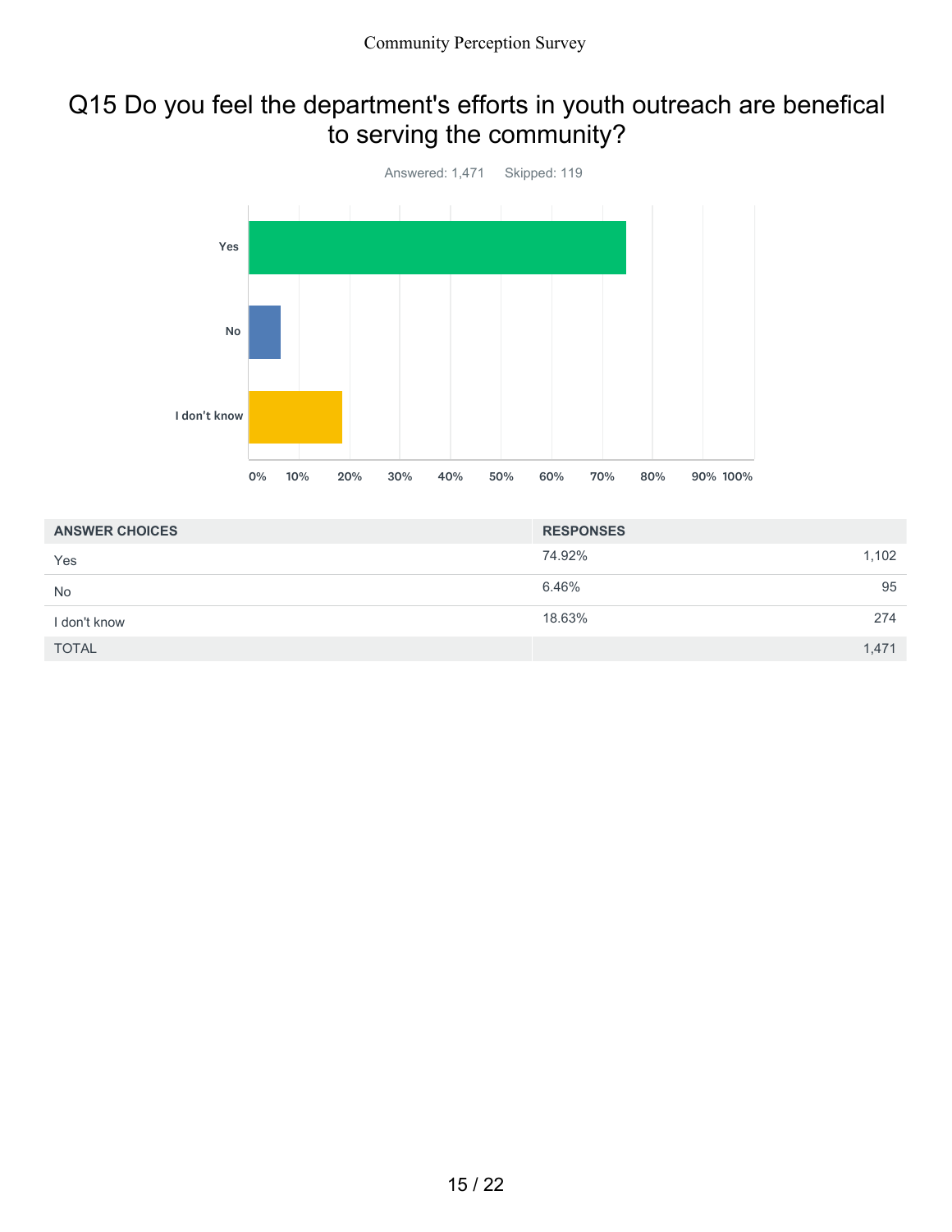## Q15 Do you feel the department's efforts in youth outreach are benefical to serving the community?

Answered: 1,471 Skipped: 119

| ANSWER CHOICES | RESPONSES | |
|---|---|---|
| Yes | 74.92% | 1,102 |
| No | 6.46% | 95 |
| I don't know | 18.63% | 274 |
| TOTAL | | 1,471 |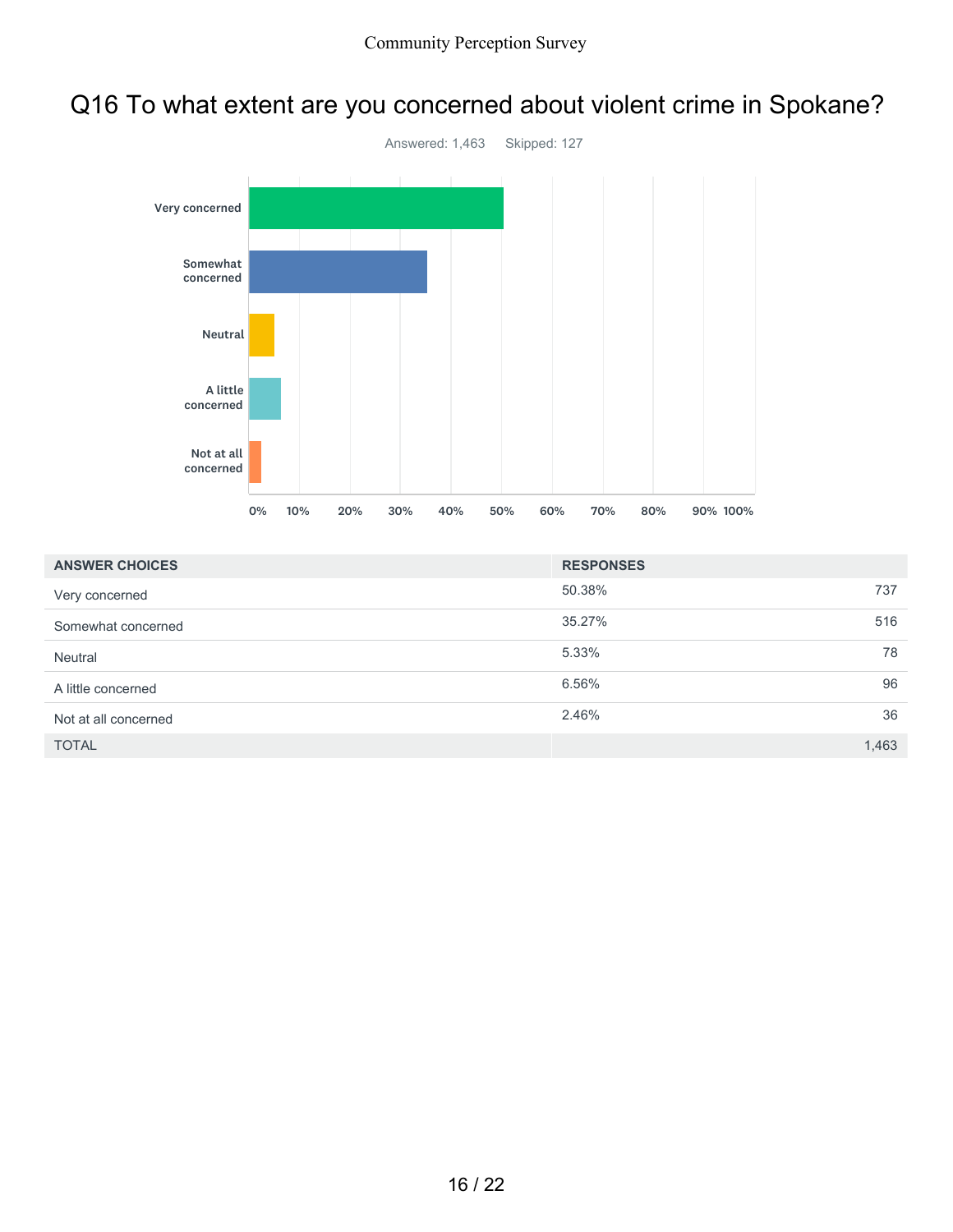# Q16 To what extent are you concerned about violent crime in Spokane?

Answered: 1,463 Skipped: 127

| ANSWER CHOICES | RESPONSES | |
|---|---|---|
| Very concerned | 50.38% | 737 |
| Somewhat concerned | 35.27% | 516 |
| Neutral | 5.33% | 78 |
| A little concerned | 6.56% | 96 |
| Not at all concerned | 2.46% | 36 |
| TOTAL | | 1,463 |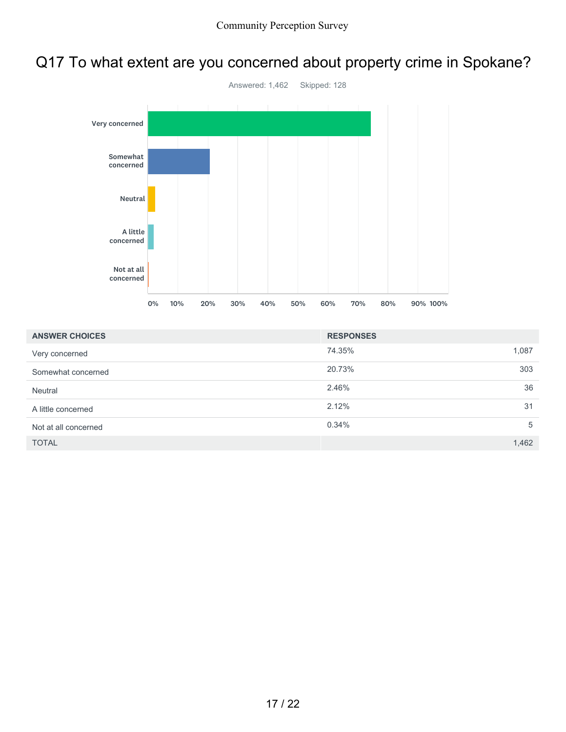# Q17 To what extent are you concerned about property crime in Spokane?

Answered: 1,462 Skipped: 128

| ANSWER CHOICES | RESPONSES | |
|---|---|---|
| Very concerned | 74.35% | 1,087 |
| Somewhat concerned | 20.73% | 303 |
| Neutral | 2.46% | 36 |
| A little concerned | 2.12% | 31 |
| Not at all concerned | 0.34% | 5 |
| TOTAL | | 1,462 |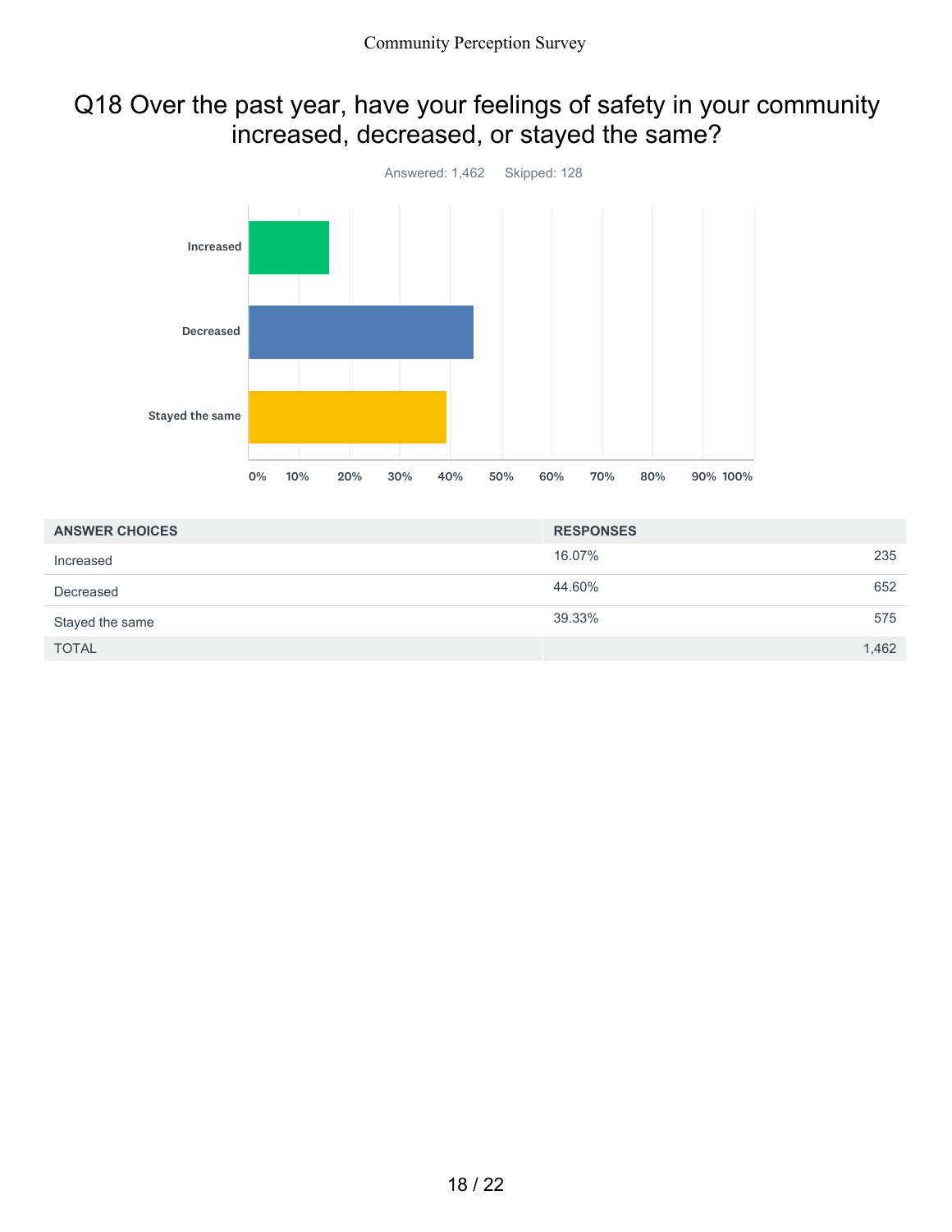## Q18 Over the past year, have your feelings of safety in your community increased, decreased, or stayed the same?

Answered: 1,462 Skipped: 128

| ANSWER CHOICES | RESPONSES | |
|---|---|---|
| Increased | 16.07% | 235 |
| Decreased | 44.60% | 652 |
| Stayed the same | 39.33% | 575 |
| TOTAL | | 1,462 |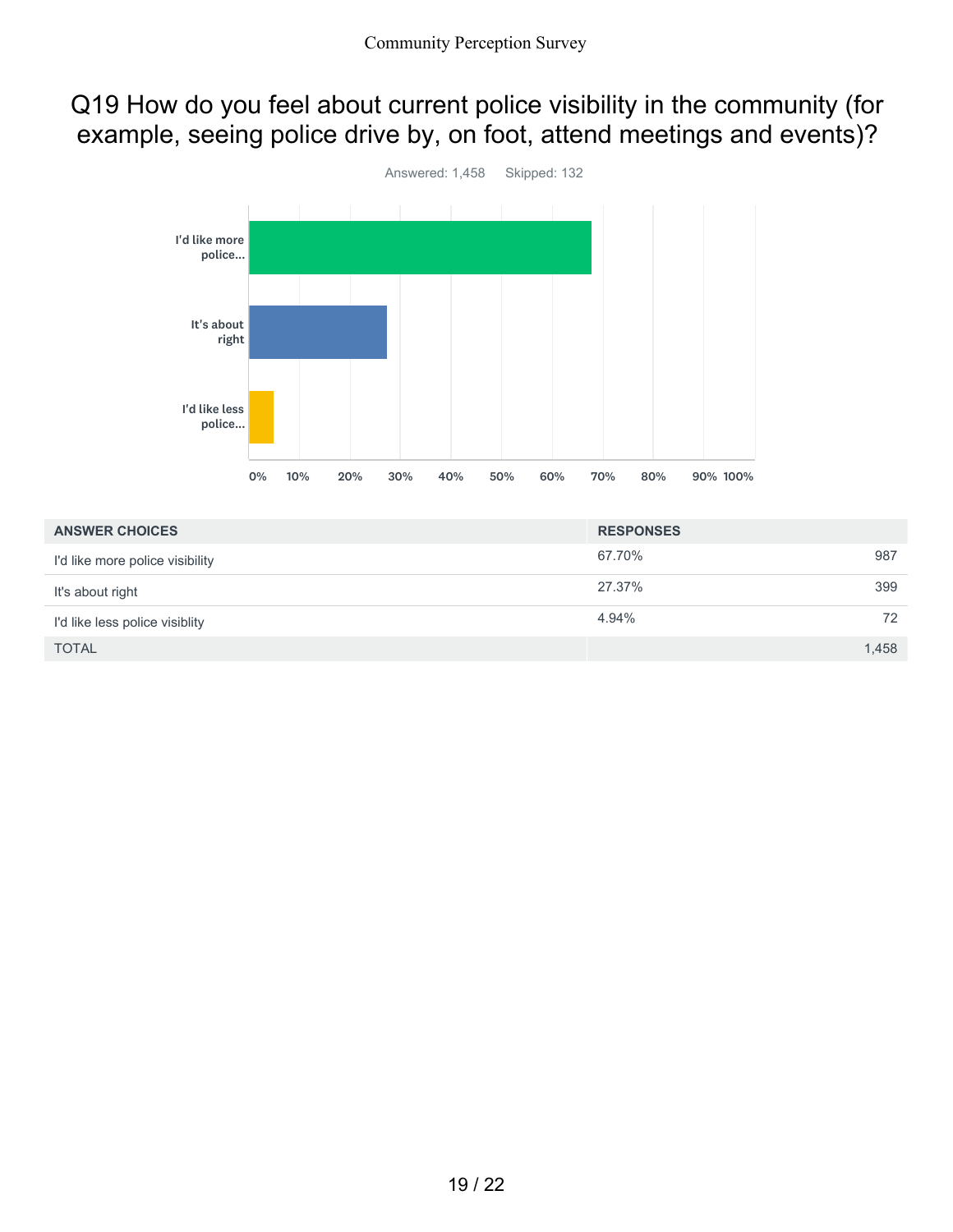# Q19 How do you feel about current police visibility in the community (for example, seeing police drive by, on foot, attend meetings and events)?

Answered: 1,458    Skipped: 132

| ANSWER CHOICES | RESPONSES | |
|---|---|---|
| I'd like more police visibility | 67.70% | 987 |
| It's about right | 27.37% | 399 |
| I'd like less police visiblity | 4.94% | 72 |
| TOTAL | | 1,458 |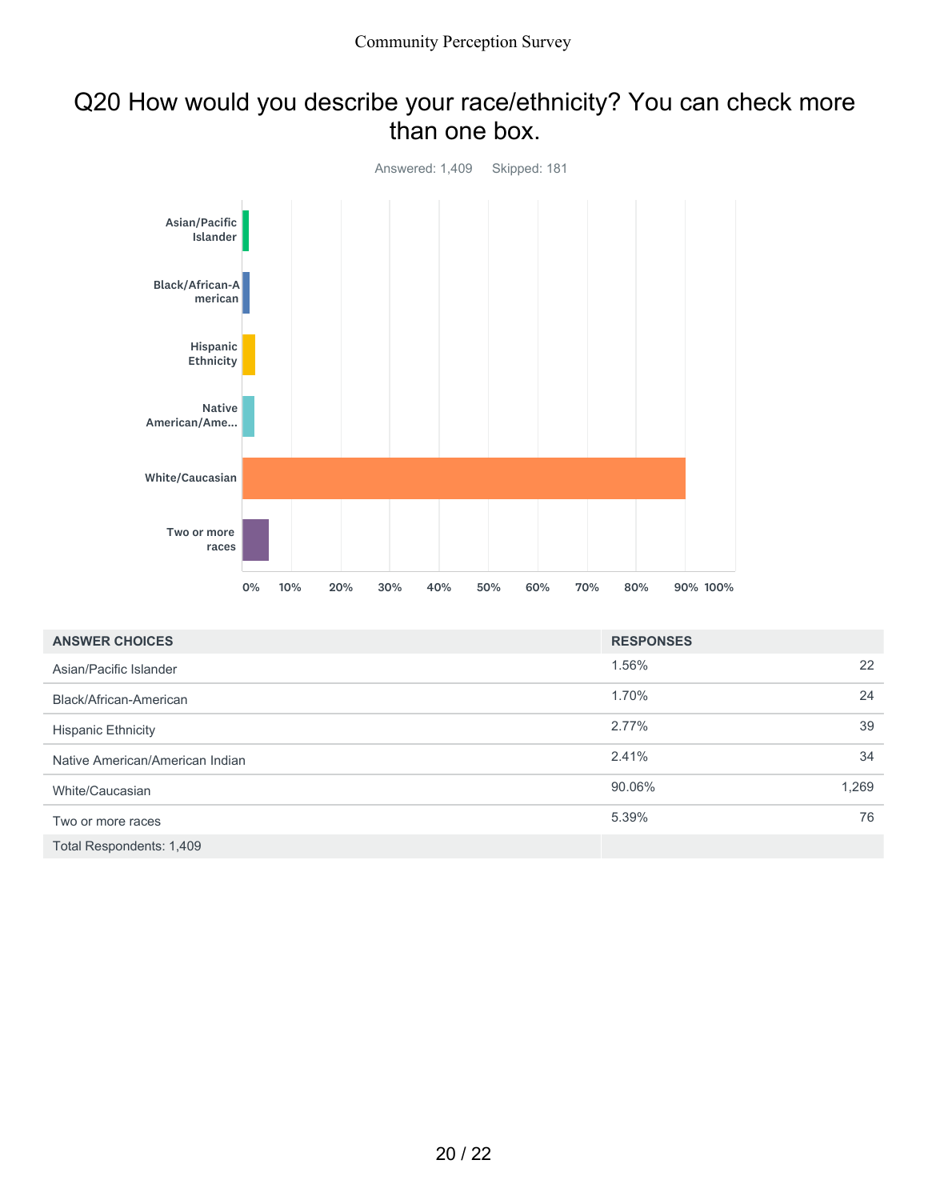# Q20 How would you describe your race/ethnicity? You can check more than one box.

Answered: 1,409    Skipped: 181

| ANSWER CHOICES | RESPONSES | |
|---|---|---|
| Asian/Pacific Islander | 1.56% | 22 |
| Black/African-American | 1.70% | 24 |
| Hispanic Ethnicity | 2.77% | 39 |
| Native American/American Indian | 2.41% | 34 |
| White/Caucasian | 90.06% | 1,269 |
| Two or more races | 5.39% | 76 |
| Total Respondents: 1,409 | | |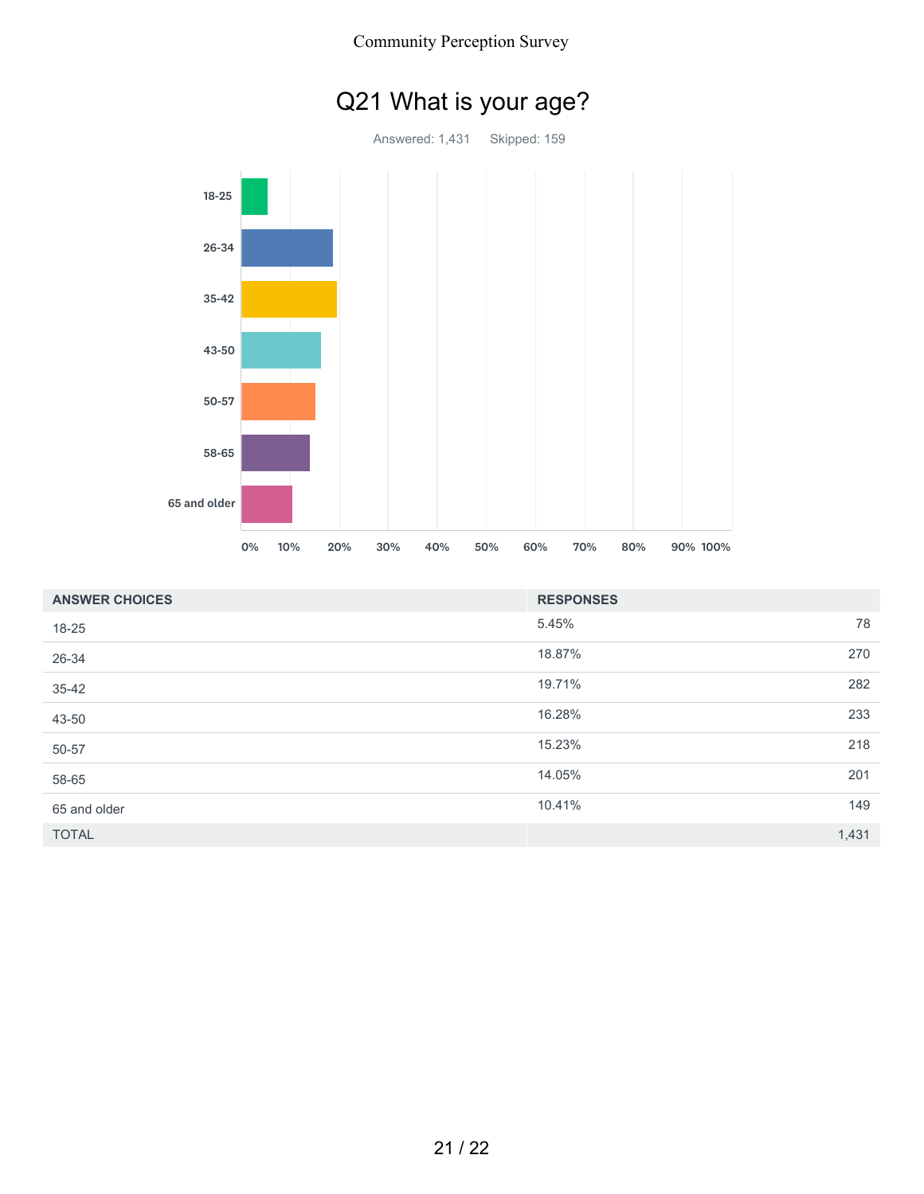# Q21 What is your age?

Answered: 1,431    Skipped: 159

| ANSWER CHOICES | RESPONSES | |
|---|---|---|
| 18-25 | 5.45% | 78 |
| 26-34 | 18.87% | 270 |
| 35-42 | 19.71% | 282 |
| 43-50 | 16.28% | 233 |
| 50-57 | 15.23% | 218 |
| 58-65 | 14.05% | 201 |
| 65 and older | 10.41% | 149 |
| TOTAL | | 1,431 |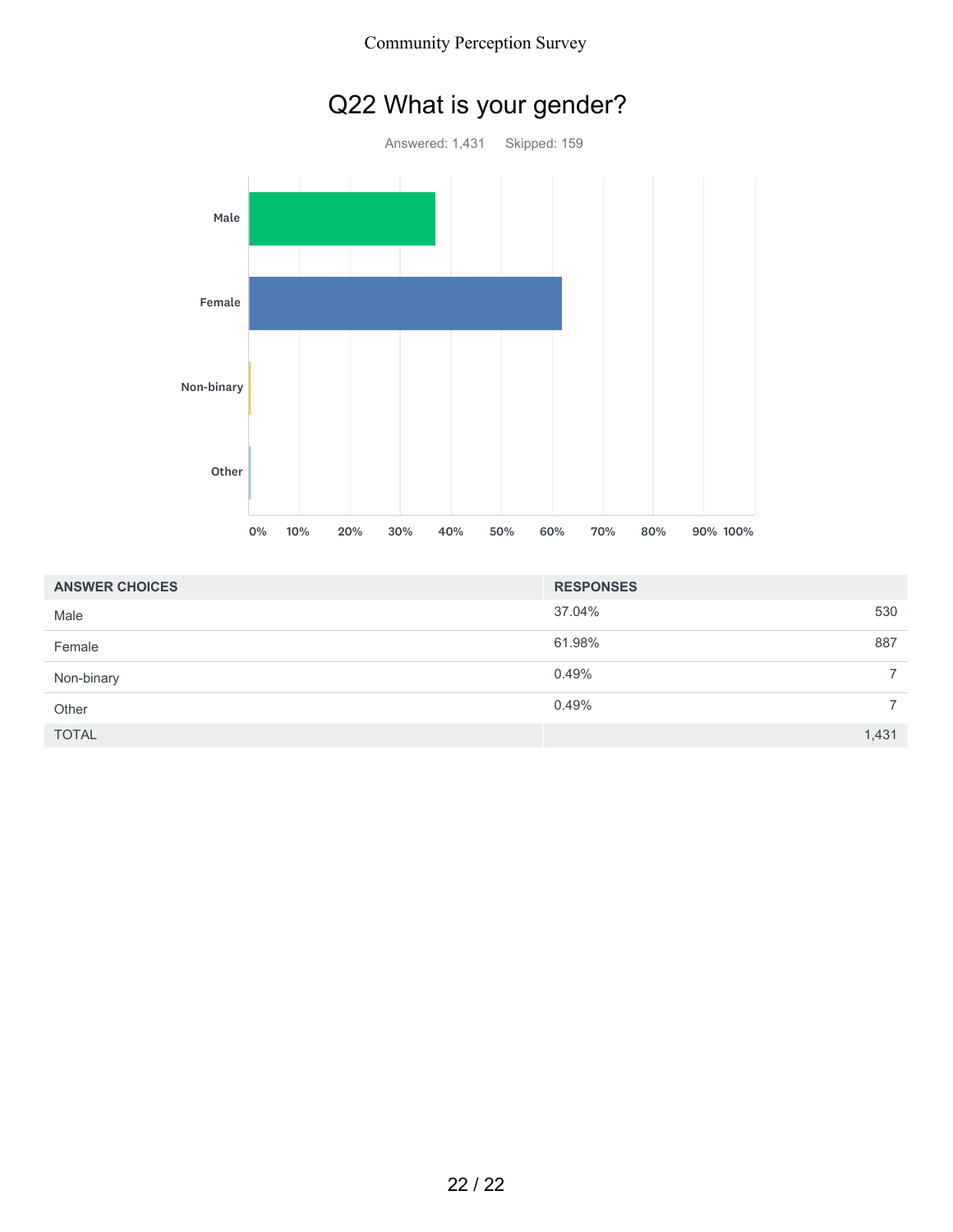# Q22 What is your gender?

Answered: 1,431 Skipped: 159

Male

Female

Non-binary

Other

0% 10% 20% 30% 40% 50% 60% 70% 80% 90% 100%

| ANSWER CHOICES | RESPONSES | |
|---|---|---|
| Male | 37.04% | 530 |
| Female | 61.98% | 887 |
| Non-binary | 0.49% | 7 |
| Other | 0.49% | 7 |
| TOTAL | | 1,431 |